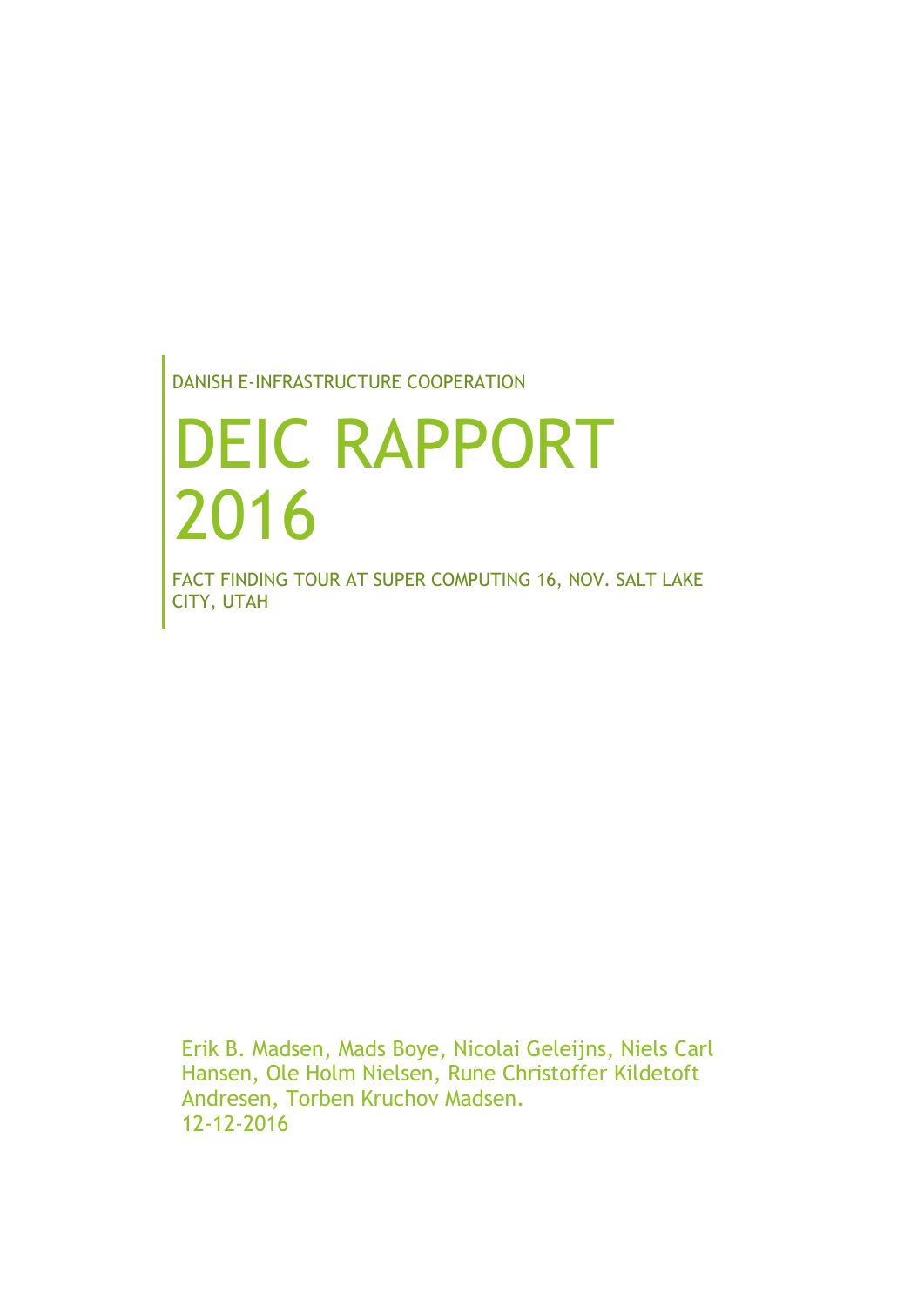DANISH E-INFRASTRUCTURE COOPERATION

# DEIC RAPPORT 2016

FACT FINDING TOUR AT SUPER COMPUTING 16, NOV. SALT LAKE CITY, UTAH

Erik B. Madsen, Mads Boye, Nicolai Geleijns, Niels Carl Hansen, Ole Holm Nielsen, Rune Christoffer Kildetoft Andresen, Torben Kruchov Madsen.
12-12-2016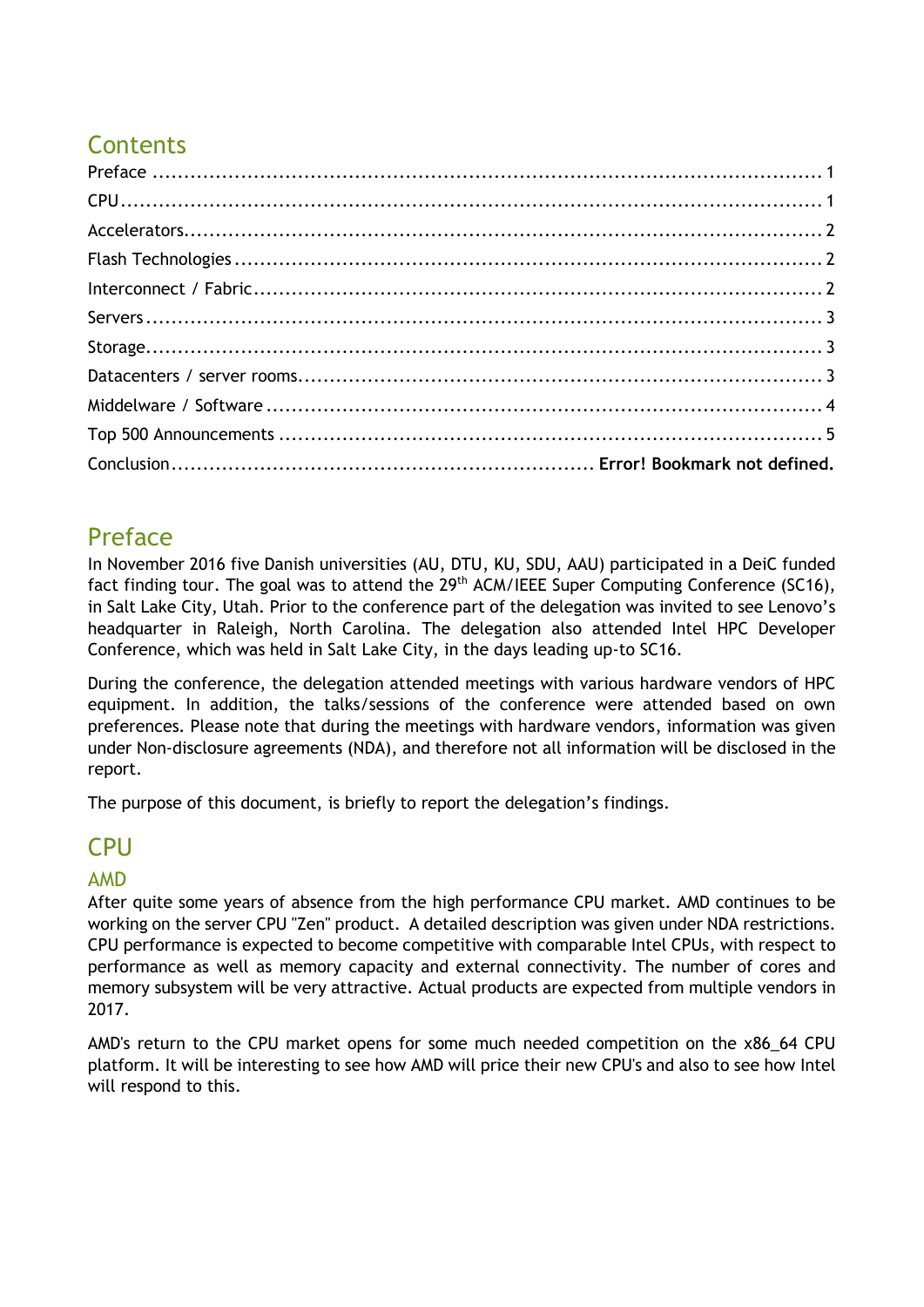## Contents

Preface ........................................................................................................ 1
CPU ............................................................................................................ 1
Accelerators ................................................................................................ 2
Flash Technologies ....................................................................................... 2
Interconnect / Fabric .................................................................................... 2
Servers ........................................................................................................ 3
Storage ....................................................................................................... 3
Datacenters / server rooms ............................................................................ 3
Middleware / Software .................................................................................. 4
Top 500 Announcements ............................................................................... 5
Conclusion ........................................................... **Error! Bookmark not defined.**

## Preface

In November 2016 five Danish universities (AU, DTU, KU, SDU, AAU) participated in a DeiC funded fact finding tour. The goal was to attend the 29th ACM/IEEE Super Computing Conference (SC16), in Salt Lake City, Utah. Prior to the conference part of the delegation was invited to see Lenovo's headquarter in Raleigh, North Carolina. The delegation also attended Intel HPC Developer Conference, which was held in Salt Lake City, in the days leading up-to SC16.

During the conference, the delegation attended meetings with various hardware vendors of HPC equipment. In addition, the talks/sessions of the conference were attended based on own preferences. Please note that during the meetings with hardware vendors, information was given under Non-disclosure agreements (NDA), and therefore not all information will be disclosed in the report.

The purpose of this document, is briefly to report the delegation's findings.

## CPU

### AMD

After quite some years of absence from the high performance CPU market. AMD continues to be working on the server CPU "Zen" product. A detailed description was given under NDA restrictions. CPU performance is expected to become competitive with comparable Intel CPUs, with respect to performance as well as memory capacity and external connectivity. The number of cores and memory subsystem will be very attractive. Actual products are expected from multiple vendors in 2017.

AMD's return to the CPU market opens for some much needed competition on the x86_64 CPU platform. It will be interesting to see how AMD will price their new CPU's and also to see how Intel will respond to this.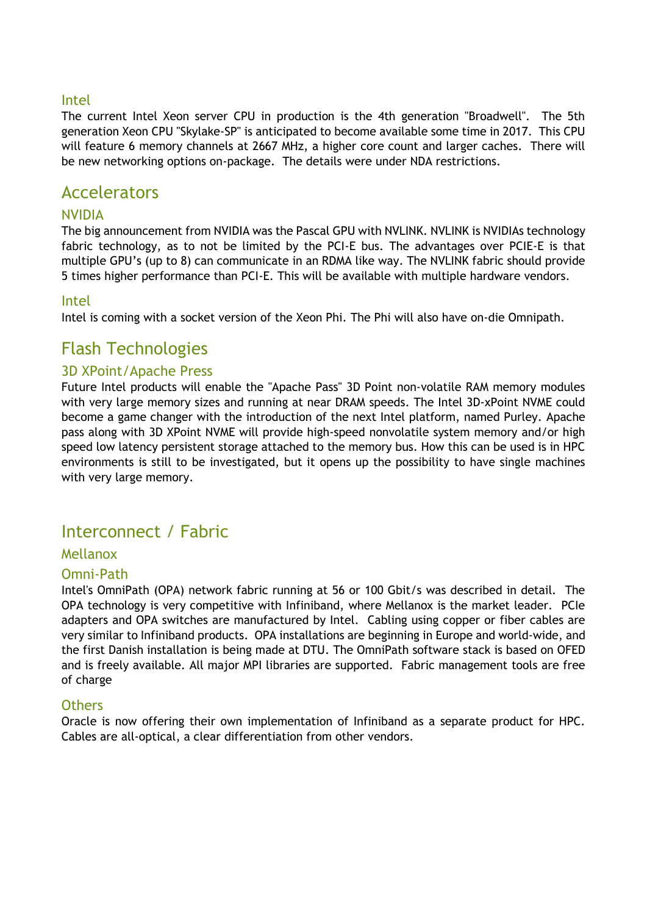### Intel

The current Intel Xeon server CPU in production is the 4th generation "Broadwell". The 5th generation Xeon CPU "Skylake-SP" is anticipated to become available some time in 2017. This CPU will feature 6 memory channels at 2667 MHz, a higher core count and larger caches. There will be new networking options on-package. The details were under NDA restrictions.

## Accelerators

### NVIDIA

The big announcement from NVIDIA was the Pascal GPU with NVLINK. NVLINK is NVIDIAs technology fabric technology, as to not be limited by the PCI-E bus. The advantages over PCIE-E is that multiple GPU's (up to 8) can communicate in an RDMA like way. The NVLINK fabric should provide 5 times higher performance than PCI-E. This will be available with multiple hardware vendors.

### Intel

Intel is coming with a socket version of the Xeon Phi. The Phi will also have on-die Omnipath.

## Flash Technologies

### 3D XPoint/Apache Press

Future Intel products will enable the "Apache Pass" 3D Point non-volatile RAM memory modules with very large memory sizes and running at near DRAM speeds. The Intel 3D-xPoint NVME could become a game changer with the introduction of the next Intel platform, named Purley. Apache pass along with 3D XPoint NVME will provide high-speed nonvolatile system memory and/or high speed low latency persistent storage attached to the memory bus. How this can be used is in HPC environments is still to be investigated, but it opens up the possibility to have single machines with very large memory.

## Interconnect / Fabric

### Mellanox

### Omni-Path

Intel's OmniPath (OPA) network fabric running at 56 or 100 Gbit/s was described in detail. The OPA technology is very competitive with Infiniband, where Mellanox is the market leader. PCIe adapters and OPA switches are manufactured by Intel. Cabling using copper or fiber cables are very similar to Infiniband products. OPA installations are beginning in Europe and world-wide, and the first Danish installation is being made at DTU. The OmniPath software stack is based on OFED and is freely available. All major MPI libraries are supported. Fabric management tools are free of charge

### Others

Oracle is now offering their own implementation of Infiniband as a separate product for HPC. Cables are all-optical, a clear differentiation from other vendors.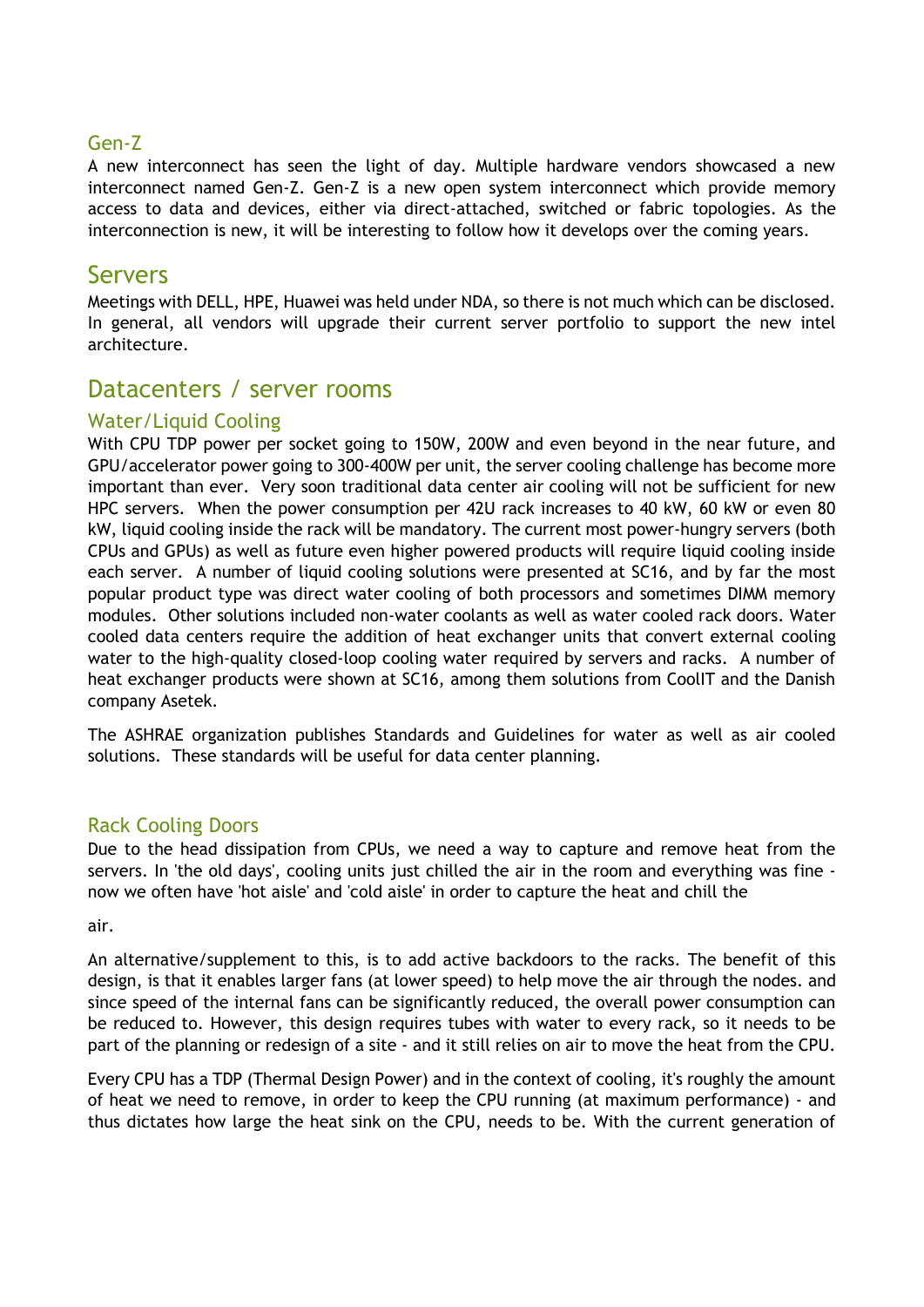### Gen-Z

A new interconnect has seen the light of day. Multiple hardware vendors showcased a new interconnect named Gen-Z. Gen-Z is a new open system interconnect which provide memory access to data and devices, either via direct-attached, switched or fabric topologies. As the interconnection is new, it will be interesting to follow how it develops over the coming years.

## Servers

Meetings with DELL, HPE, Huawei was held under NDA, so there is not much which can be disclosed. In general, all vendors will upgrade their current server portfolio to support the new intel architecture.

## Datacenters / server rooms

### Water/Liquid Cooling

With CPU TDP power per socket going to 150W, 200W and even beyond in the near future, and GPU/accelerator power going to 300-400W per unit, the server cooling challenge has become more important than ever. Very soon traditional data center air cooling will not be sufficient for new HPC servers. When the power consumption per 42U rack increases to 40 kW, 60 kW or even 80 kW, liquid cooling inside the rack will be mandatory. The current most power-hungry servers (both CPUs and GPUs) as well as future even higher powered products will require liquid cooling inside each server. A number of liquid cooling solutions were presented at SC16, and by far the most popular product type was direct water cooling of both processors and sometimes DIMM memory modules. Other solutions included non-water coolants as well as water cooled rack doors. Water cooled data centers require the addition of heat exchanger units that convert external cooling water to the high-quality closed-loop cooling water required by servers and racks. A number of heat exchanger products were shown at SC16, among them solutions from CoolIT and the Danish company Asetek.

The ASHRAE organization publishes Standards and Guidelines for water as well as air cooled solutions. These standards will be useful for data center planning.

### Rack Cooling Doors

Due to the head dissipation from CPUs, we need a way to capture and remove heat from the servers. In 'the old days', cooling units just chilled the air in the room and everything was fine - now we often have 'hot aisle' and 'cold aisle' in order to capture the heat and chill the air.

An alternative/supplement to this, is to add active backdoors to the racks. The benefit of this design, is that it enables larger fans (at lower speed) to help move the air through the nodes. and since speed of the internal fans can be significantly reduced, the overall power consumption can be reduced to. However, this design requires tubes with water to every rack, so it needs to be part of the planning or redesign of a site - and it still relies on air to move the heat from the CPU.

Every CPU has a TDP (Thermal Design Power) and in the context of cooling, it's roughly the amount of heat we need to remove, in order to keep the CPU running (at maximum performance) - and thus dictates how large the heat sink on the CPU, needs to be. With the current generation of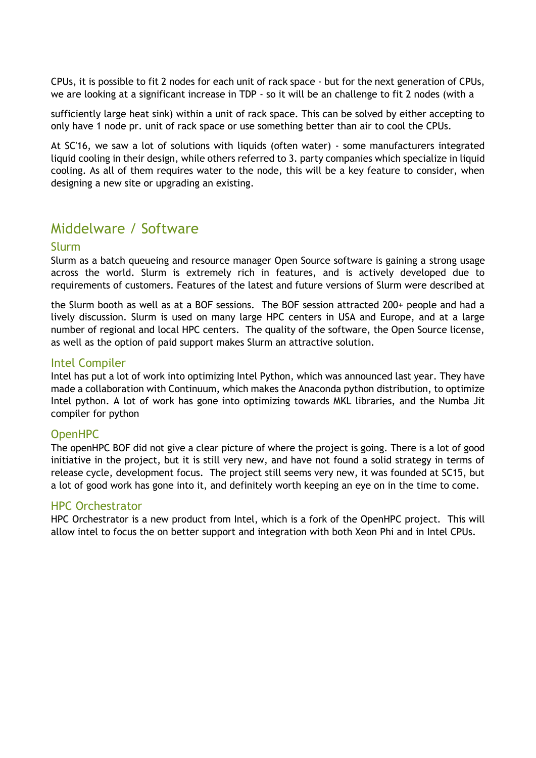CPUs, it is possible to fit 2 nodes for each unit of rack space - but for the next generation of CPUs, we are looking at a significant increase in TDP - so it will be an challenge to fit 2 nodes (with a sufficiently large heat sink) within a unit of rack space. This can be solved by either accepting to only have 1 node pr. unit of rack space or use something better than air to cool the CPUs.

At SC'16, we saw a lot of solutions with liquids (often water) - some manufacturers integrated liquid cooling in their design, while others referred to 3. party companies which specialize in liquid cooling. As all of them requires water to the node, this will be a key feature to consider, when designing a new site or upgrading an existing.

## Middelware / Software

### Slurm

Slurm as a batch queueing and resource manager Open Source software is gaining a strong usage across the world. Slurm is extremely rich in features, and is actively developed due to requirements of customers. Features of the latest and future versions of Slurm were described at the Slurm booth as well as at a BOF sessions. The BOF session attracted 200+ people and had a lively discussion. Slurm is used on many large HPC centers in USA and Europe, and at a large number of regional and local HPC centers. The quality of the software, the Open Source license, as well as the option of paid support makes Slurm an attractive solution.

### Intel Compiler

Intel has put a lot of work into optimizing Intel Python, which was announced last year. They have made a collaboration with Continuum, which makes the Anaconda python distribution, to optimize Intel python. A lot of work has gone into optimizing towards MKL libraries, and the Numba Jit compiler for python

### OpenHPC

The openHPC BOF did not give a clear picture of where the project is going. There is a lot of good initiative in the project, but it is still very new, and have not found a solid strategy in terms of release cycle, development focus. The project still seems very new, it was founded at SC15, but a lot of good work has gone into it, and definitely worth keeping an eye on in the time to come.

### HPC Orchestrator

HPC Orchestrator is a new product from Intel, which is a fork of the OpenHPC project. This will allow intel to focus the on better support and integration with both Xeon Phi and in Intel CPUs.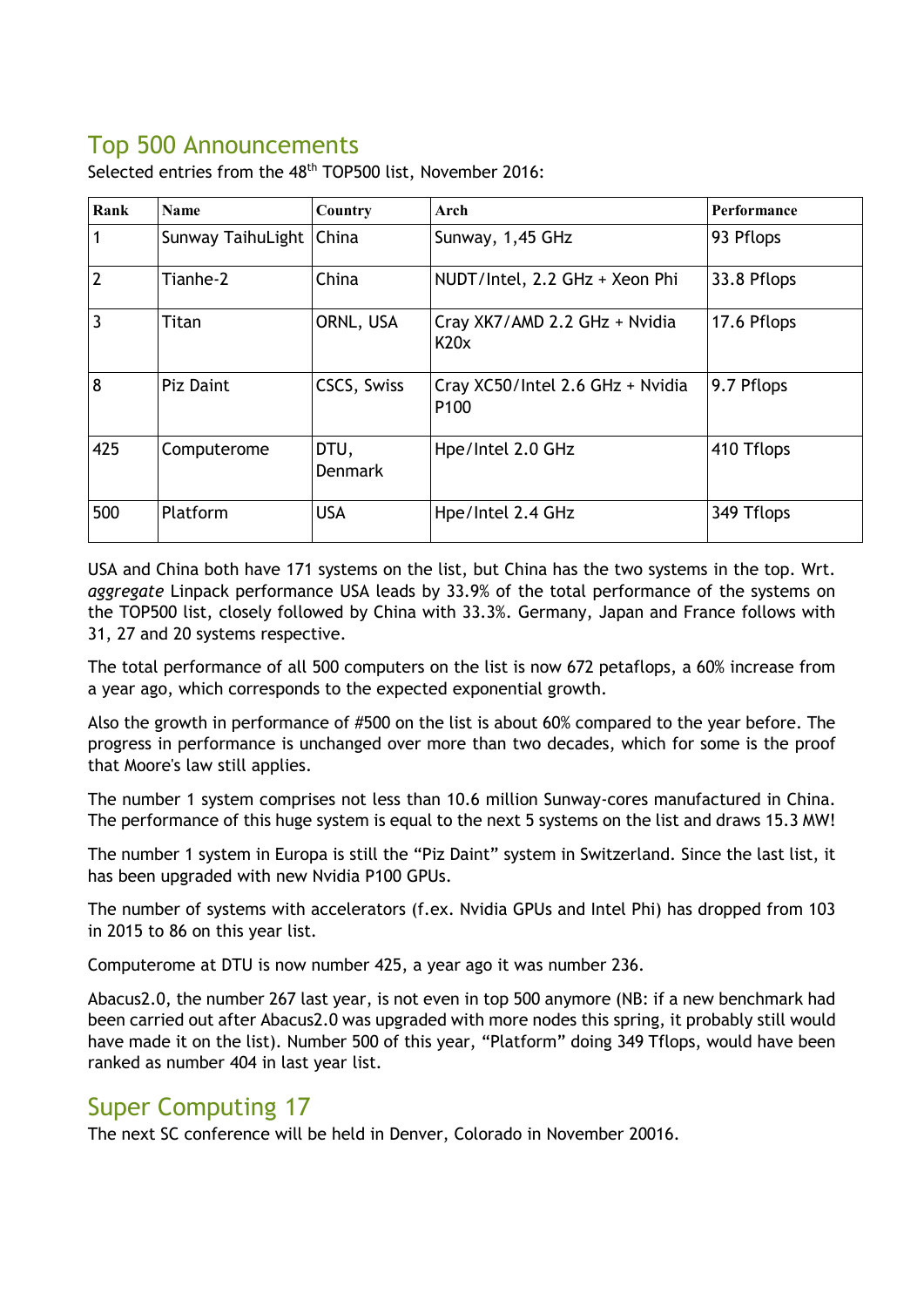## Top 500 Announcements

Selected entries from the 48th TOP500 list, November 2016:

| Rank | Name | Country | Arch | Performance |
|---|---|---|---|---|
| 1 | Sunway TaihuLight | China | Sunway, 1,45 GHz | 93 Pflops |
| 2 | Tianhe-2 | China | NUDT/Intel, 2.2 GHz + Xeon Phi | 33.8 Pflops |
| 3 | Titan | ORNL, USA | Cray XK7/AMD 2.2 GHz + Nvidia K20x | 17.6 Pflops |
| 8 | Piz Daint | CSCS, Swiss | Cray XC50/Intel 2.6 GHz + Nvidia P100 | 9.7 Pflops |
| 425 | Computerome | DTU, Denmark | Hpe/Intel 2.0 GHz | 410 Tflops |
| 500 | Platform | USA | Hpe/Intel 2.4 GHz | 349 Tflops |

USA and China both have 171 systems on the list, but China has the two systems in the top. Wrt. *aggregate* Linpack performance USA leads by 33.9% of the total performance of the systems on the TOP500 list, closely followed by China with 33.3%. Germany, Japan and France follows with 31, 27 and 20 systems respective.

The total performance of all 500 computers on the list is now 672 petaflops, a 60% increase from a year ago, which corresponds to the expected exponential growth.

Also the growth in performance of #500 on the list is about 60% compared to the year before. The progress in performance is unchanged over more than two decades, which for some is the proof that Moore's law still applies.

The number 1 system comprises not less than 10.6 million Sunway-cores manufactured in China. The performance of this huge system is equal to the next 5 systems on the list and draws 15.3 MW!

The number 1 system in Europa is still the "Piz Daint" system in Switzerland. Since the last list, it has been upgraded with new Nvidia P100 GPUs.

The number of systems with accelerators (f.ex. Nvidia GPUs and Intel Phi) has dropped from 103 in 2015 to 86 on this year list.

Computerome at DTU is now number 425, a year ago it was number 236.

Abacus2.0, the number 267 last year, is not even in top 500 anymore (NB: if a new benchmark had been carried out after Abacus2.0 was upgraded with more nodes this spring, it probably still would have made it on the list). Number 500 of this year, "Platform" doing 349 Tflops, would have been ranked as number 404 in last year list.

## Super Computing 17

The next SC conference will be held in Denver, Colorado in November 20016.